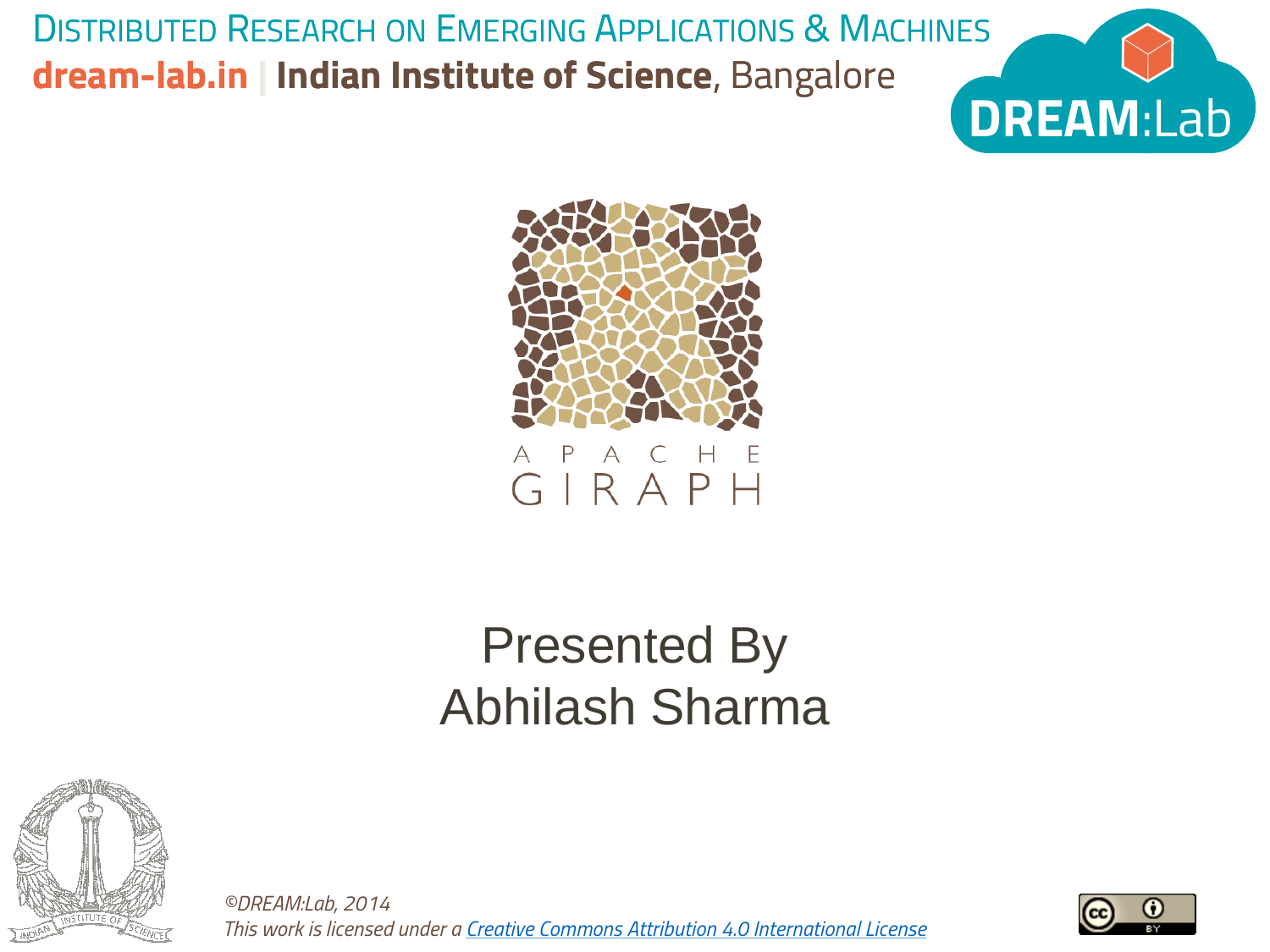DISTRIBUTED RESEARCH ON EMERGING APPLICATIONS & MACHINES

**dream-lab.in** | **Indian Institute of Science**, Bangalore

DREAM:Lab

APACHE GIRAPH

# Presented By
# Abhilash Sharma

*©DREAM:Lab, 2014*
*This work is licensed under a [Creative Commons Attribution 4.0 International License]*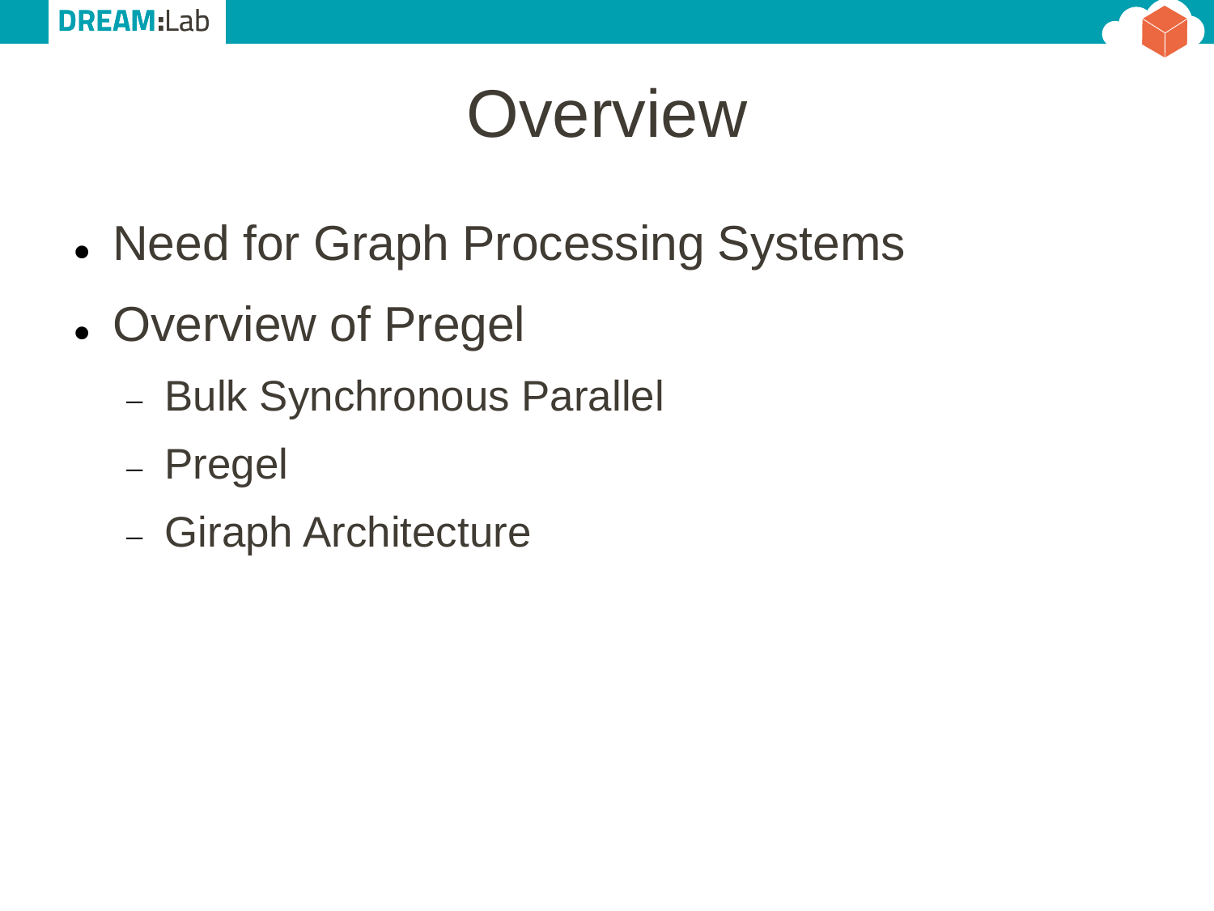# Overview

- Need for Graph Processing Systems
- Overview of Pregel
  - Bulk Synchronous Parallel
  - Pregel
  - Giraph Architecture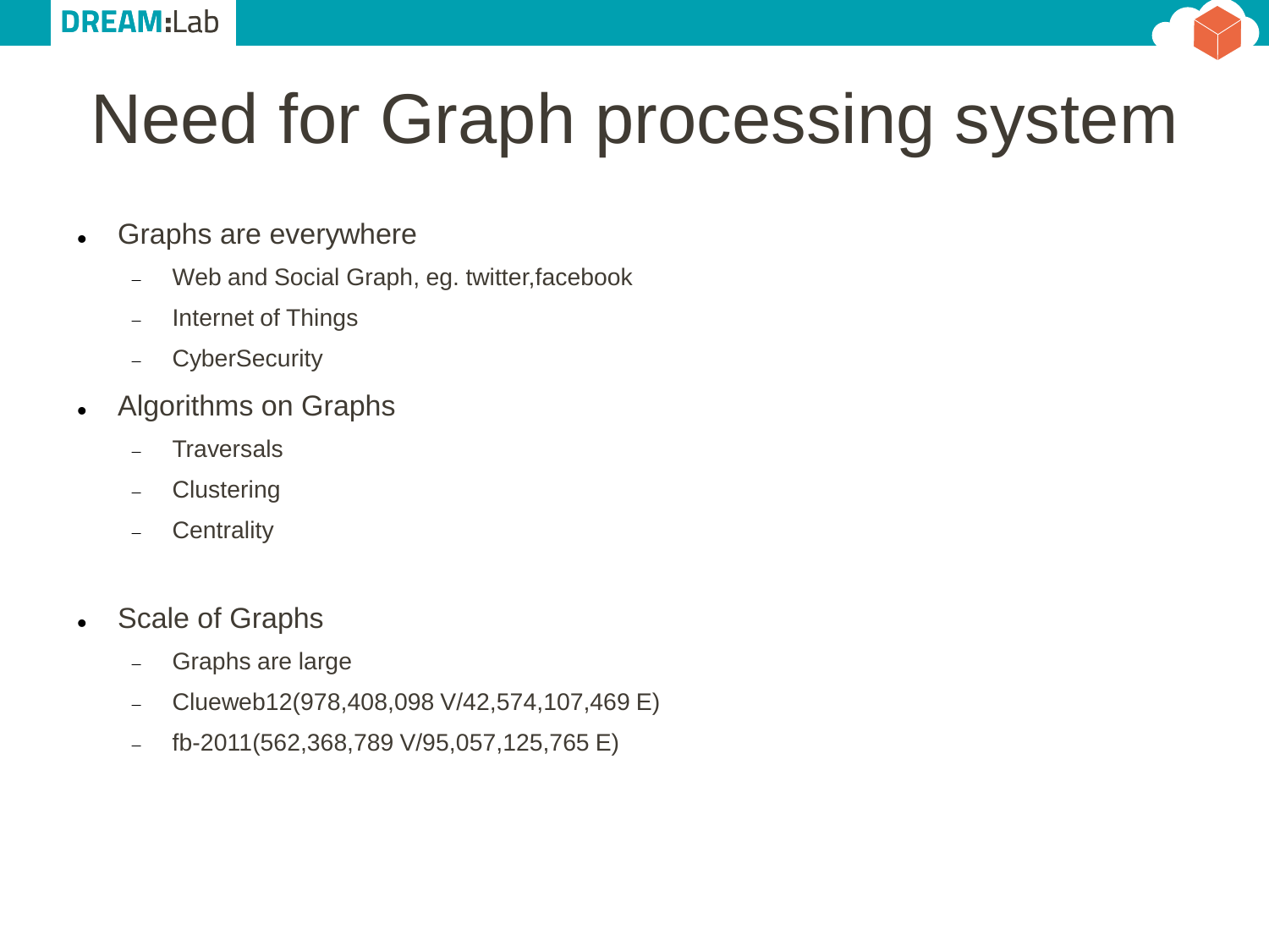# Need for Graph processing system

- Graphs are everywhere
  - Web and Social Graph, eg. twitter,facebook
  - Internet of Things
  - CyberSecurity
- Algorithms on Graphs
  - Traversals
  - Clustering
  - Centrality
- Scale of Graphs
  - Graphs are large
  - Clueweb12(978,408,098 V/42,574,107,469 E)
  - fb-2011(562,368,789 V/95,057,125,765 E)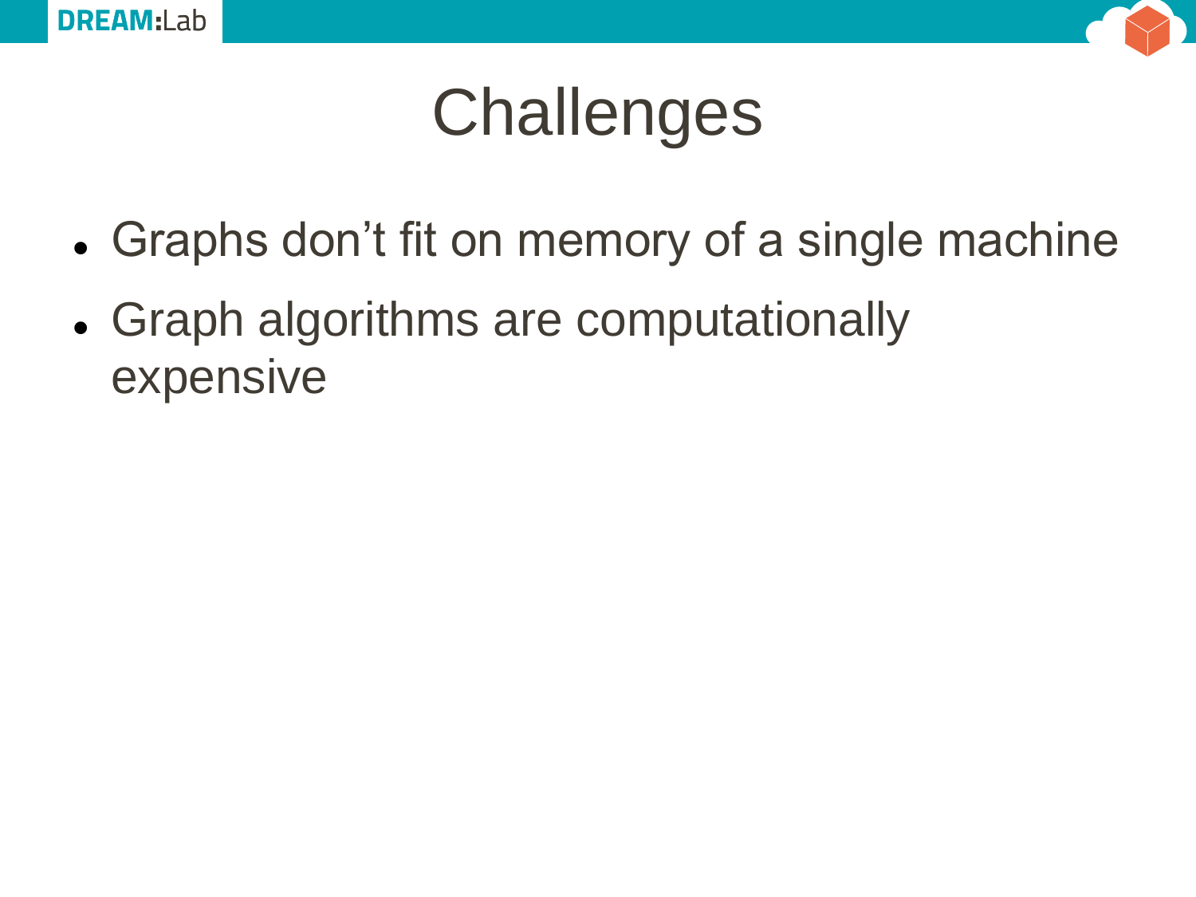# Challenges

- Graphs don’t fit on memory of a single machine
- Graph algorithms are computationally expensive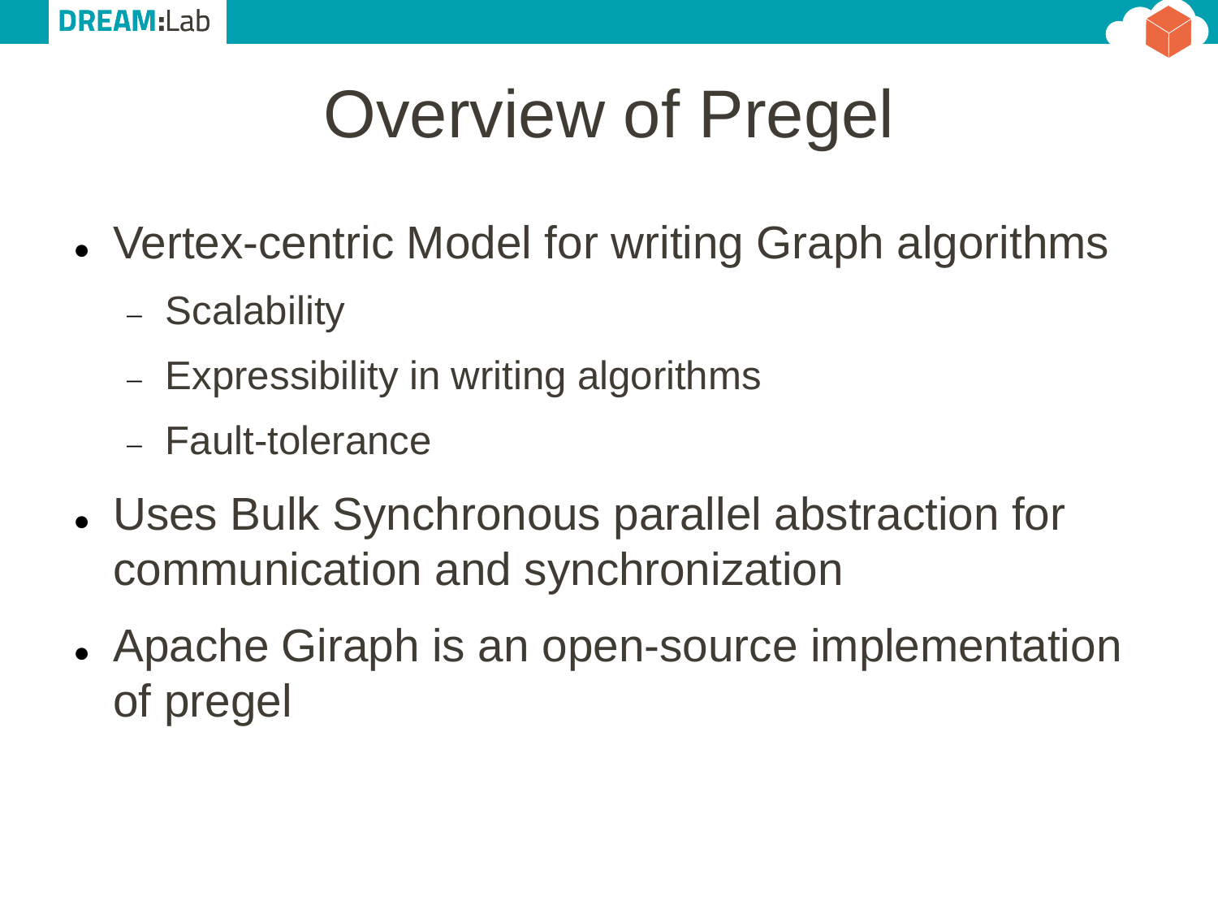# Overview of Pregel

- Vertex-centric Model for writing Graph algorithms
  - Scalability
  - Expressibility in writing algorithms
  - Fault-tolerance
- Uses Bulk Synchronous parallel abstraction for communication and synchronization
- Apache Giraph is an open-source implementation of pregel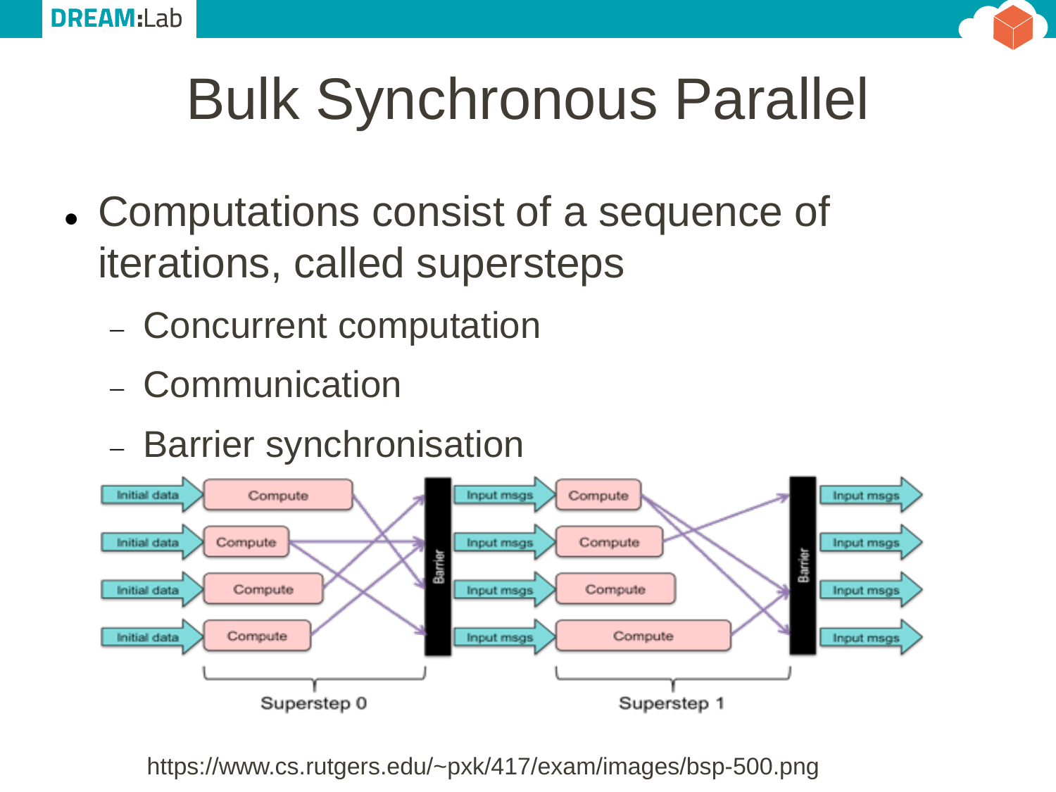# Bulk Synchronous Parallel

- Computations consist of a sequence of iterations, called supersteps
  - Concurrent computation
  - Communication
  - Barrier synchronisation

https://www.cs.rutgers.edu/~pxk/417/exam/images/bsp-500.png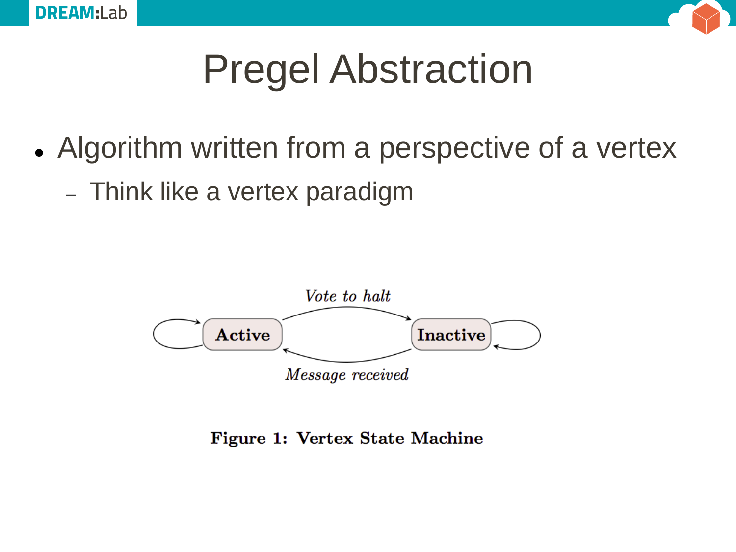# Pregel Abstraction

- Algorithm written from a perspective of a vertex
  - Think like a vertex paradigm

*Vote to halt*

**Active** → **Inactive**

*Message received*

**Figure 1: Vertex State Machine**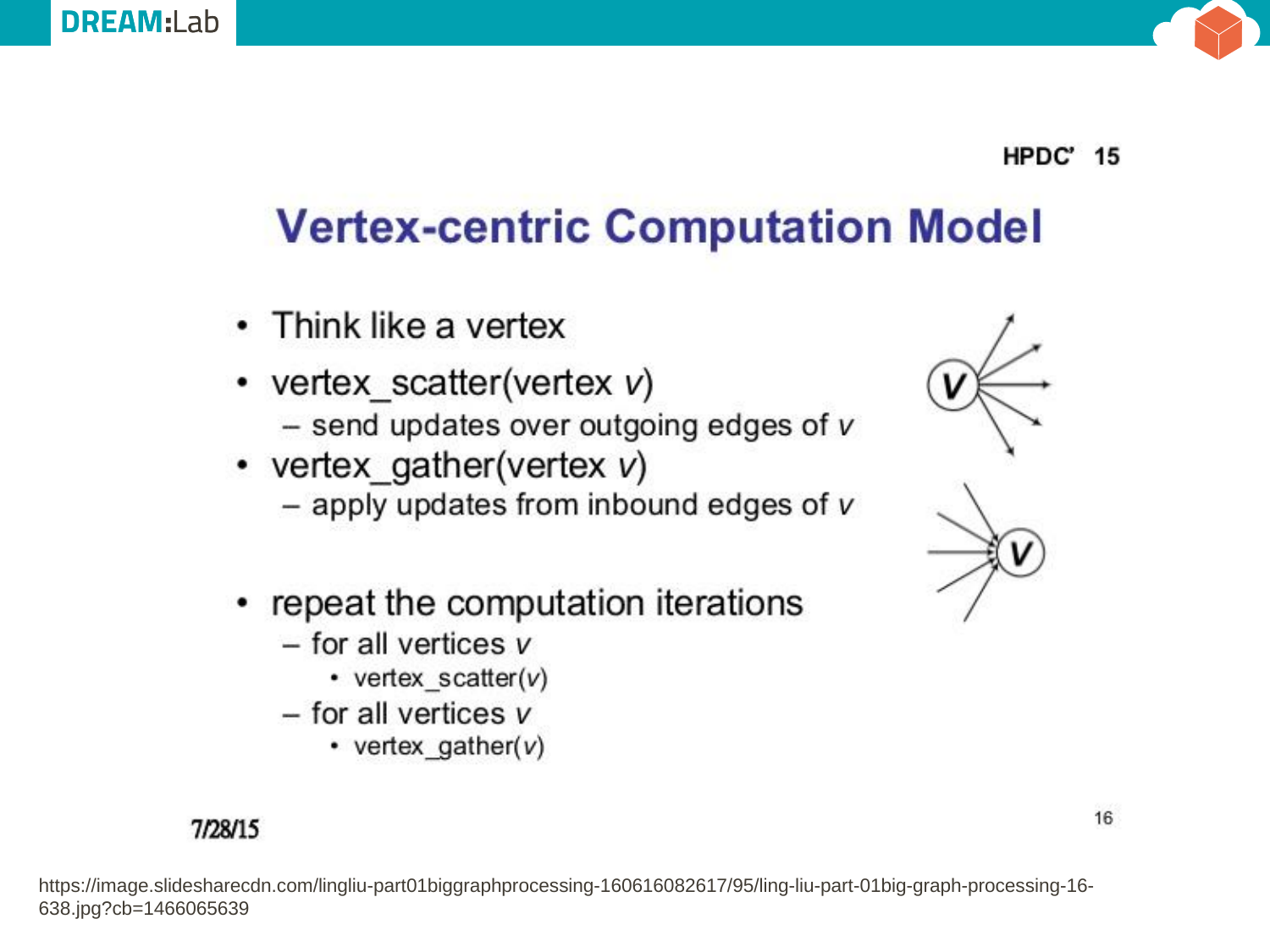HPDC' 15

# Vertex-centric Computation Model

- Think like a vertex
- vertex_scatter(vertex *v*)
  - send updates over outgoing edges of *v*
- vertex_gather(vertex *v*)
  - apply updates from inbound edges of *v*
- repeat the computation iterations
  - for all vertices *v*
    - vertex_scatter(*v*)
  - for all vertices *v*
    - vertex_gather(*v*)

7/28/15

https://image.slidesharecdn.com/lingliu-part01biggraphprocessing-160616082617/95/ling-liu-part-01big-graph-processing-16-638.jpg?cb=1466065639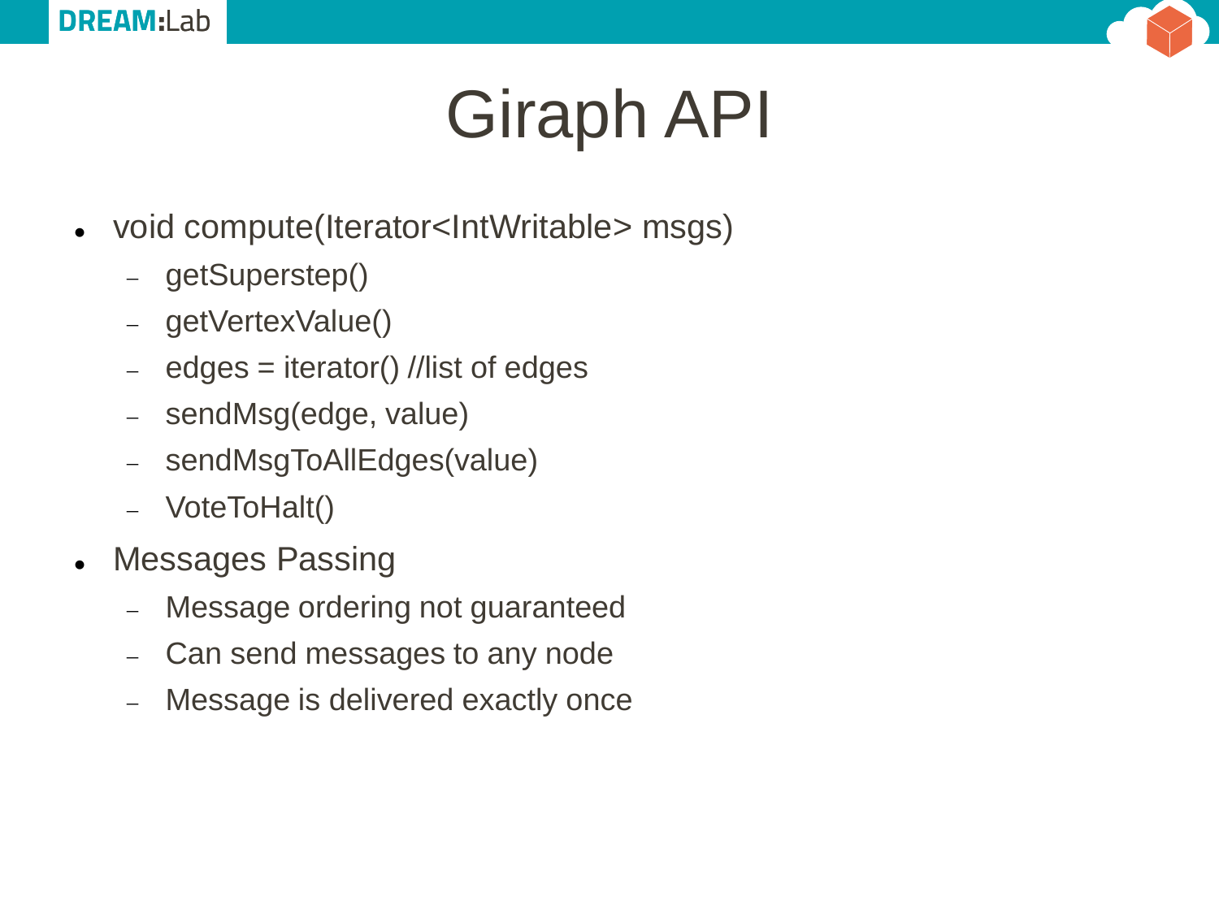# Giraph API

- void compute(Iterator<IntWritable> msgs)
  - getSuperstep()
  - getVertexValue()
  - edges = iterator() //list of edges
  - sendMsg(edge, value)
  - sendMsgToAllEdges(value)
  - VoteToHalt()
- Messages Passing
  - Message ordering not guaranteed
  - Can send messages to any node
  - Message is delivered exactly once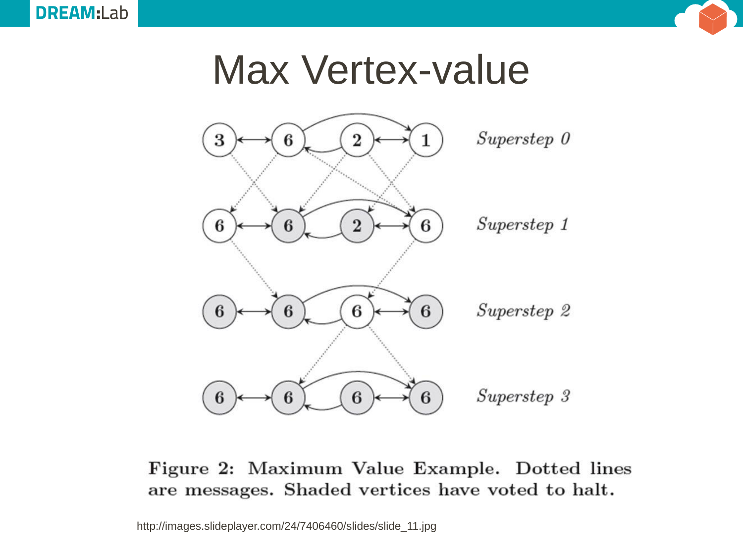# Max Vertex-value

Figure 2: Maximum Value Example. Dotted lines are messages. Shaded vertices have voted to halt.

http://images.slideplayer.com/24/7406460/slides/slide_11.jpg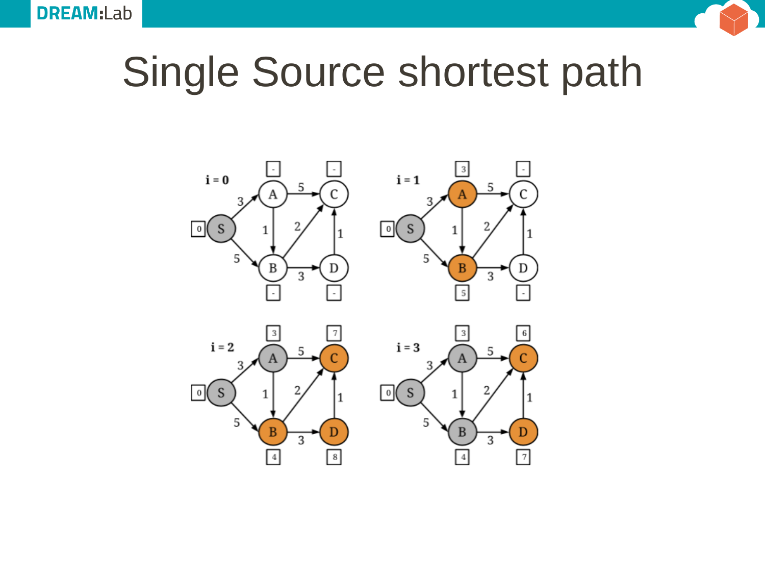# Single Source shortest path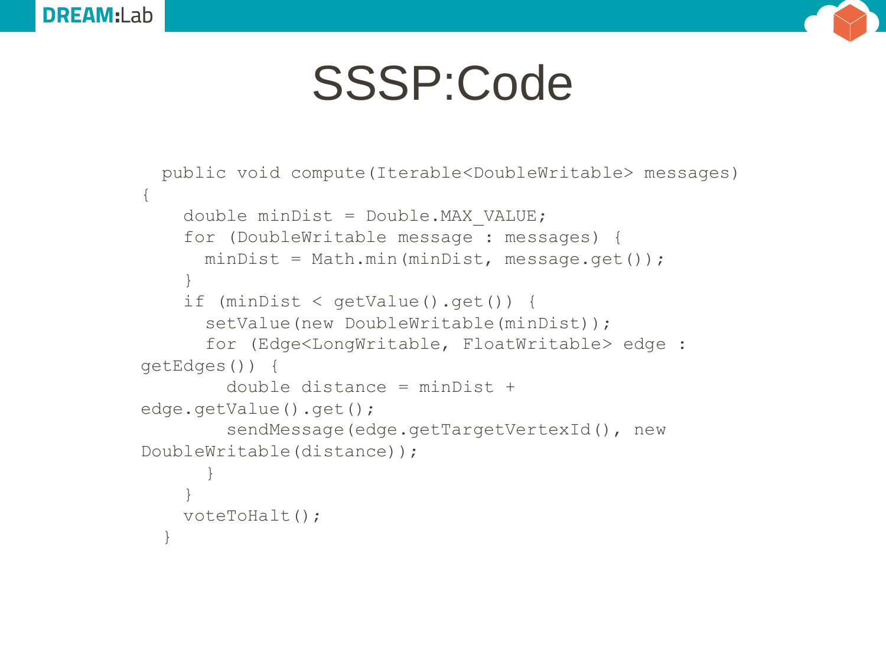# SSSP:Code

```
  public void compute(Iterable<DoubleWritable> messages)
{
    double minDist = Double.MAX_VALUE;
    for (DoubleWritable message : messages) {
      minDist = Math.min(minDist, message.get());
    }
    if (minDist < getValue().get()) {
      setValue(new DoubleWritable(minDist));
      for (Edge<LongWritable, FloatWritable> edge :
getEdges()) {
        double distance = minDist +
edge.getValue().get();
        sendMessage(edge.getTargetVertexId(), new
DoubleWritable(distance));
      }
    }
    voteToHalt();
  }
```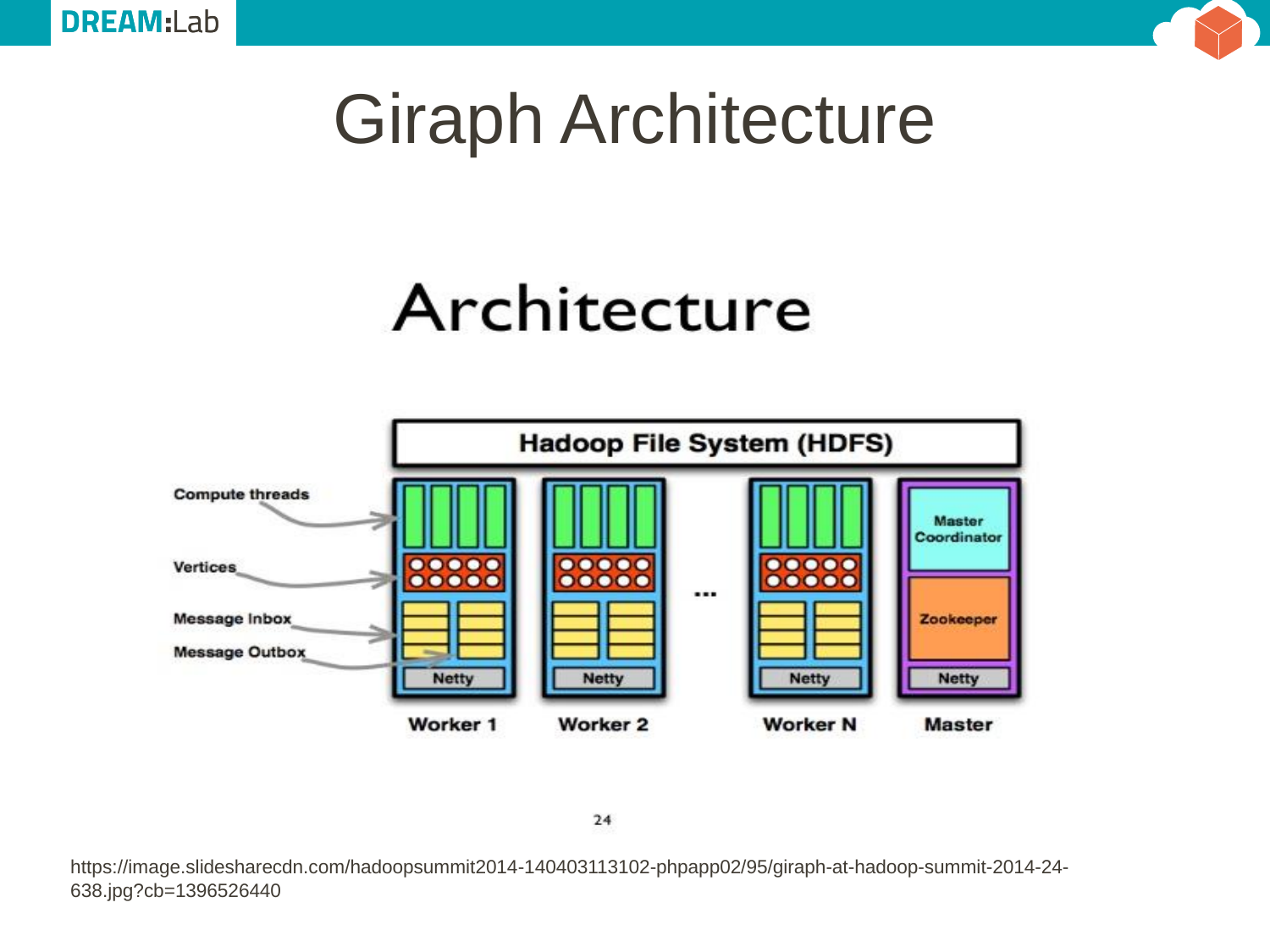# Giraph Architecture

## Architecture

Hadoop File System (HDFS)

Compute threads

Vertices

Message Inbox

Message Outbox

| Worker 1 | Worker 2 | ... | Worker N | Master |
|---|---|---|---|---|
| Netty | Netty | | Netty | Master Coordinator, Zookeeper, Netty |

https://image.slidesharecdn.com/hadoopsummit2014-140403113102-phpapp02/95/giraph-at-hadoop-summit-2014-24-638.jpg?cb=1396526440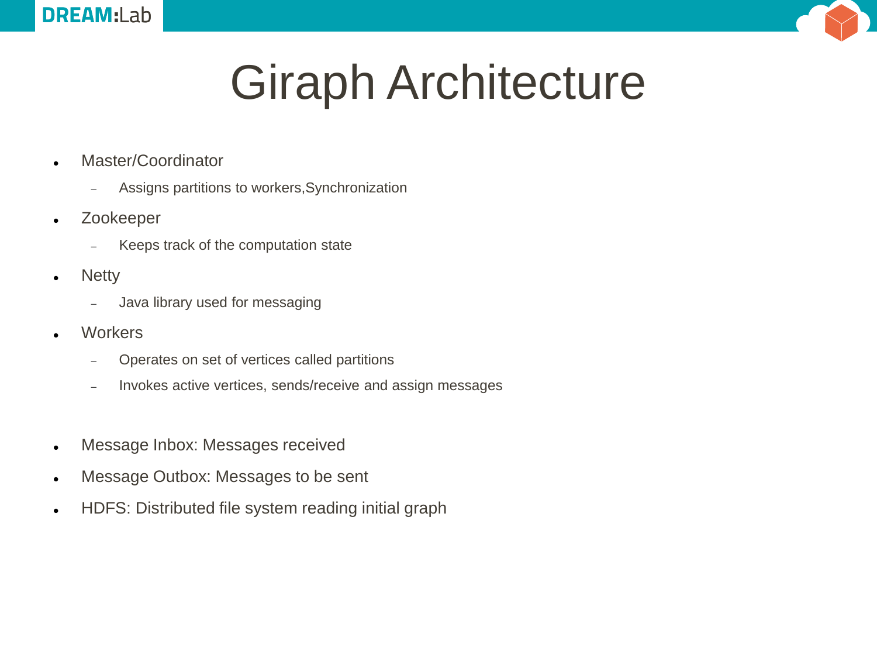# Giraph Architecture

- Master/Coordinator
  - Assigns partitions to workers,Synchronization
- Zookeeper
  - Keeps track of the computation state
- Netty
  - Java library used for messaging
- Workers
  - Operates on set of vertices called partitions
  - Invokes active vertices, sends/receive and assign messages

- Message Inbox: Messages received
- Message Outbox: Messages to be sent
- HDFS: Distributed file system reading initial graph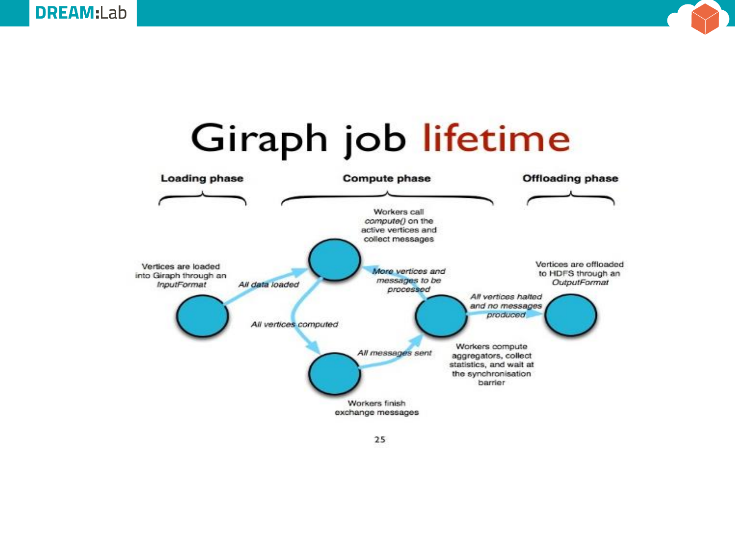# Giraph job lifetime

**Loading phase** | **Compute phase** | **Offloading phase**

Vertices are loaded into Giraph through an *InputFormat*

*All data loaded*

Workers call *compute()* on the active vertices and collect messages

*All vertices computed*

Workers finish exchange messages

*All messages sent*

Workers compute aggregators, collect statistics, and wait at the synchronisation barrier

*More vertices and messages to be processed*

*All vertices halted and no messages produced*

Vertices are offloaded to HDFS through an *OutputFormat*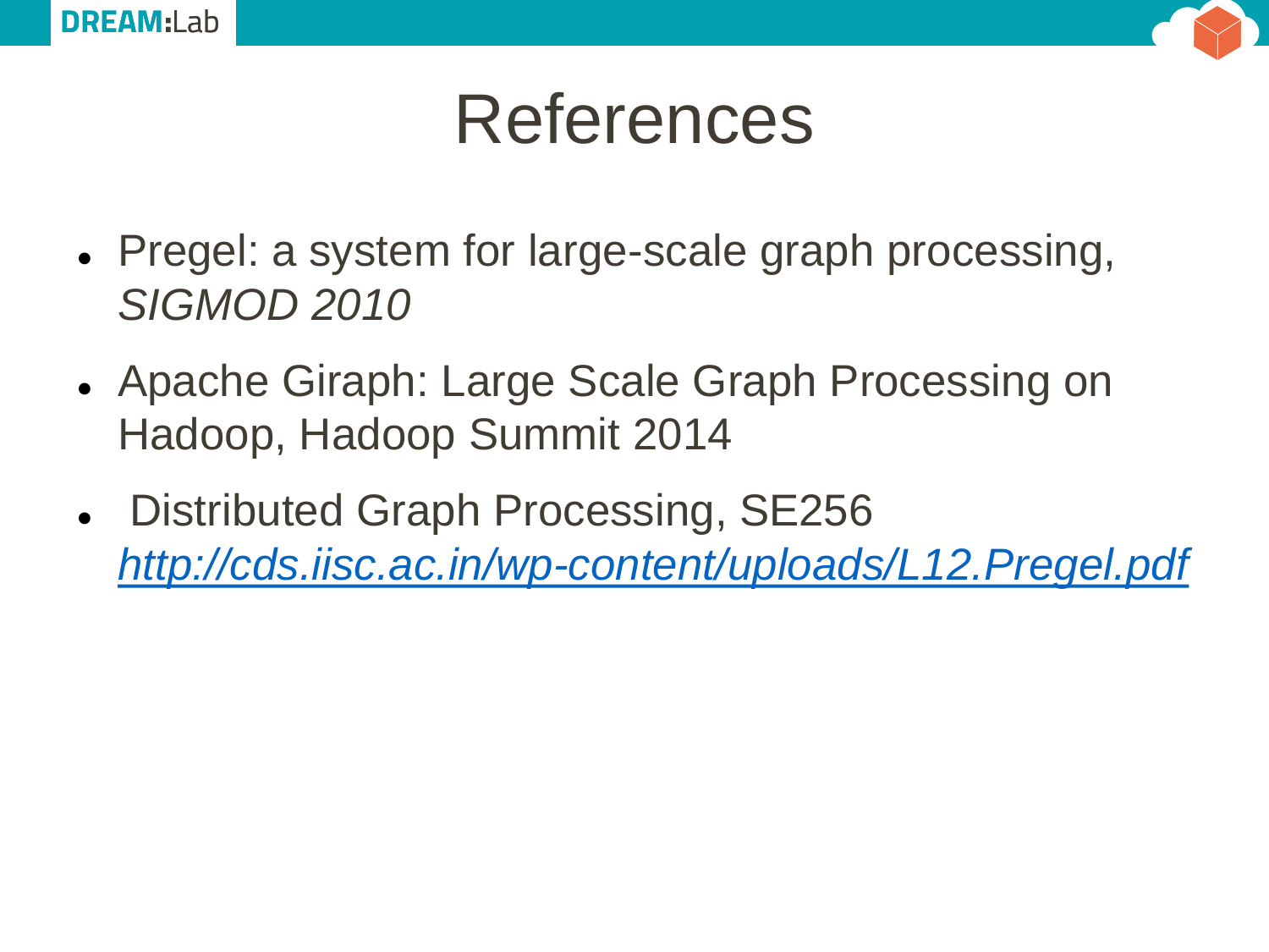# References

- Pregel: a system for large-scale graph processing, *SIGMOD 2010*
- Apache Giraph: Large Scale Graph Processing on Hadoop, Hadoop Summit 2014
- Distributed Graph Processing, SE256 *http://cds.iisc.ac.in/wp-content/uploads/L12.Pregel.pdf*